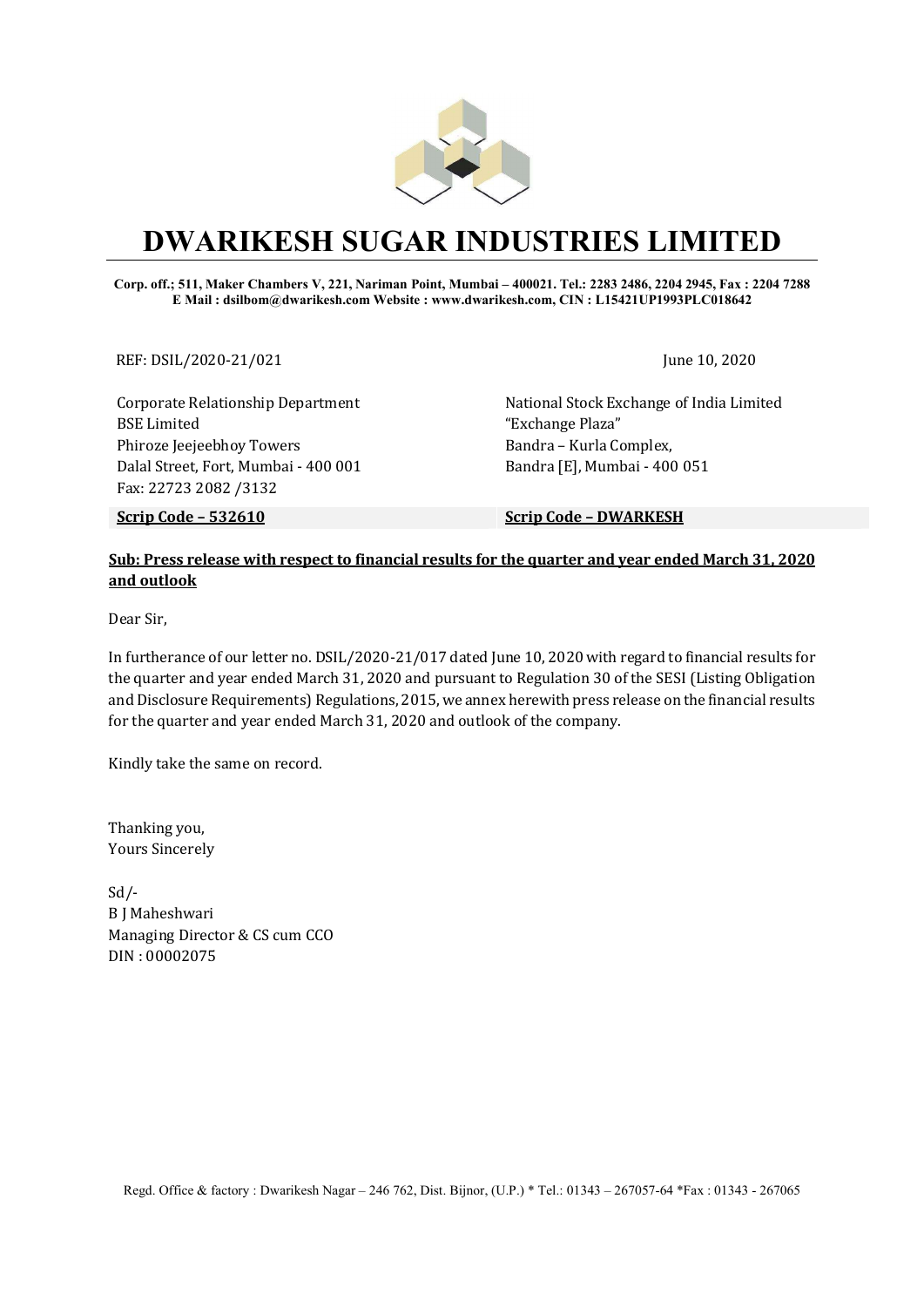# DWARIKESH SUGAR INDUSTRIES LIMITED

**Corp. off.; 511, Maker Chambers V, 221, Nariman Point, Mumbai – 400021. Tel.: 2283 2486, 2204 2945, Fax : 2204 7288**
**E Mail : dsilbom@dwarikesh.com Website : www.dwarikesh.com, CIN : L15421UP1993PLC018642**

REF: DSIL/2020-21/021

June 10, 2020

Corporate Relationship Department
BSE Limited
Phiroze Jeejeebhoy Towers
Dalal Street, Fort, Mumbai - 400 001
Fax: 22723 2082 /3132

**Scrip Code – 532610**

National Stock Exchange of India Limited
"Exchange Plaza"
Bandra – Kurla Complex,
Bandra [E], Mumbai - 400 051

**Scrip Code – DWARKESH**

**Sub: Press release with respect to financial results for the quarter and year ended March 31, 2020 and outlook**

Dear Sir,

In furtherance of our letter no. DSIL/2020-21/017 dated June 10, 2020 with regard to financial results for the quarter and year ended March 31, 2020 and pursuant to Regulation 30 of the SESI (Listing Obligation and Disclosure Requirements) Regulations, 2015, we annex herewith press release on the financial results for the quarter and year ended March 31, 2020 and outlook of the company.

Kindly take the same on record.

Thanking you,
Yours Sincerely

Sd/-
B J Maheshwari
Managing Director & CS cum CCO
DIN : 00002075

Regd. Office & factory : Dwarikesh Nagar – 246 762, Dist. Bijnor, (U.P.) * Tel.: 01343 – 267057-64 *Fax : 01343 - 267065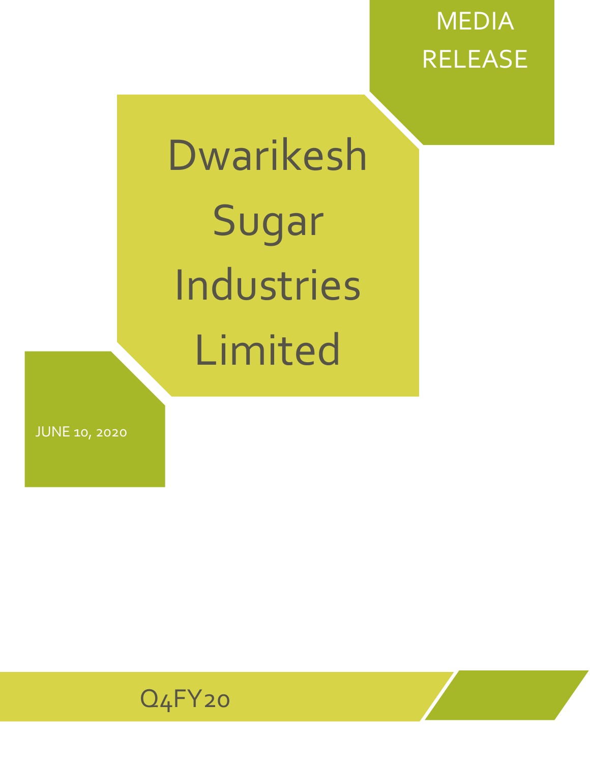MEDIA RELEASE

# Dwarikesh Sugar Industries Limited

JUNE 10, 2020

Q4FY20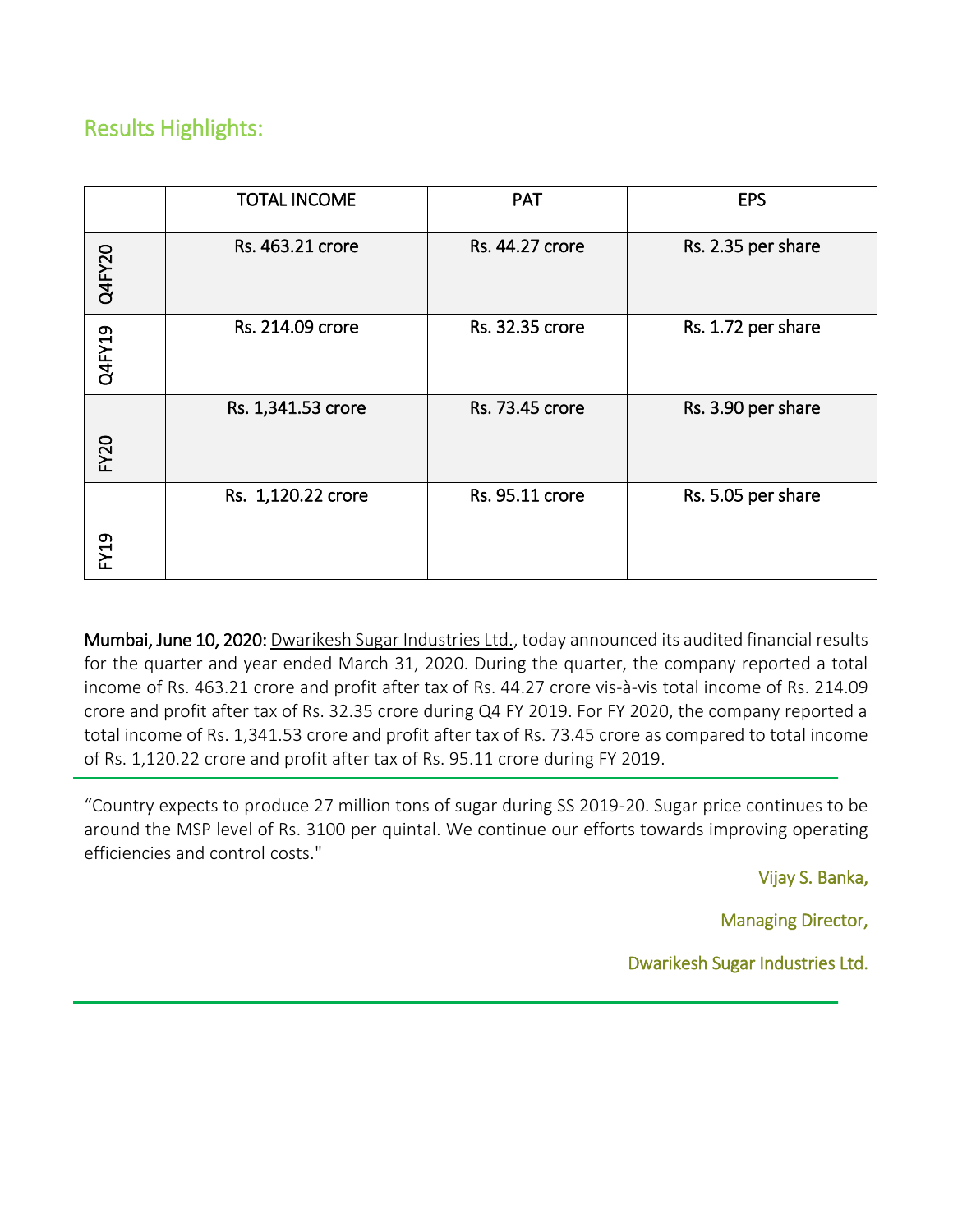## Results Highlights:

| | TOTAL INCOME | PAT | EPS |
|---|---|---|---|
| Q4FY20 | Rs. 463.21 crore | Rs. 44.27 crore | Rs. 2.35 per share |
| Q4FY19 | Rs. 214.09 crore | Rs. 32.35 crore | Rs. 1.72 per share |
| FY20 | Rs. 1,341.53 crore | Rs. 73.45 crore | Rs. 3.90 per share |
| FY19 | Rs. 1,120.22 crore | Rs. 95.11 crore | Rs. 5.05 per share |

**Mumbai, June 10, 2020:** Dwarikesh Sugar Industries Ltd., today announced its audited financial results for the quarter and year ended March 31, 2020. During the quarter, the company reported a total income of Rs. 463.21 crore and profit after tax of Rs. 44.27 crore vis-à-vis total income of Rs. 214.09 crore and profit after tax of Rs. 32.35 crore during Q4 FY 2019. For FY 2020, the company reported a total income of Rs. 1,341.53 crore and profit after tax of Rs. 73.45 crore as compared to total income of Rs. 1,120.22 crore and profit after tax of Rs. 95.11 crore during FY 2019.

---

"Country expects to produce 27 million tons of sugar during SS 2019-20. Sugar price continues to be around the MSP level of Rs. 3100 per quintal. We continue our efforts towards improving operating efficiencies and control costs."

Vijay S. Banka,

Managing Director,

Dwarikesh Sugar Industries Ltd.

---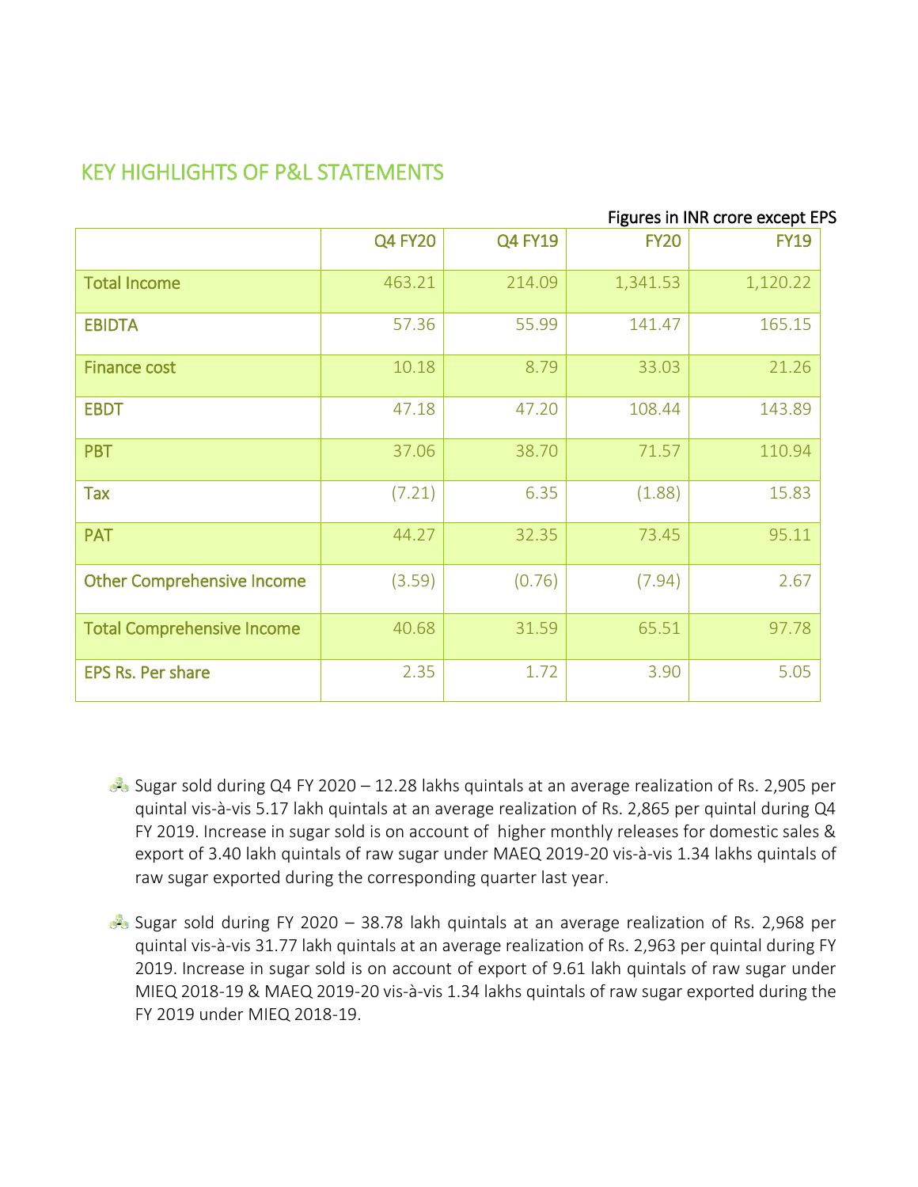## KEY HIGHLIGHTS OF P&L STATEMENTS

Figures in INR crore except EPS

| | Q4 FY20 | Q4 FY19 | FY20 | FY19 |
|---|---|---|---|---|
| Total Income | 463.21 | 214.09 | 1,341.53 | 1,120.22 |
| EBIDTA | 57.36 | 55.99 | 141.47 | 165.15 |
| Finance cost | 10.18 | 8.79 | 33.03 | 21.26 |
| EBDT | 47.18 | 47.20 | 108.44 | 143.89 |
| PBT | 37.06 | 38.70 | 71.57 | 110.94 |
| Tax | (7.21) | 6.35 | (1.88) | 15.83 |
| PAT | 44.27 | 32.35 | 73.45 | 95.11 |
| Other Comprehensive Income | (3.59) | (0.76) | (7.94) | 2.67 |
| Total Comprehensive Income | 40.68 | 31.59 | 65.51 | 97.78 |
| EPS Rs. Per share | 2.35 | 1.72 | 3.90 | 5.05 |

- Sugar sold during Q4 FY 2020 – 12.28 lakhs quintals at an average realization of Rs. 2,905 per quintal vis-à-vis 5.17 lakh quintals at an average realization of Rs. 2,865 per quintal during Q4 FY 2019. Increase in sugar sold is on account of higher monthly releases for domestic sales & export of 3.40 lakh quintals of raw sugar under MAEQ 2019-20 vis-à-vis 1.34 lakhs quintals of raw sugar exported during the corresponding quarter last year.

- Sugar sold during FY 2020 – 38.78 lakh quintals at an average realization of Rs. 2,968 per quintal vis-à-vis 31.77 lakh quintals at an average realization of Rs. 2,963 per quintal during FY 2019. Increase in sugar sold is on account of export of 9.61 lakh quintals of raw sugar under MIEQ 2018-19 & MAEQ 2019-20 vis-à-vis 1.34 lakhs quintals of raw sugar exported during the FY 2019 under MIEQ 2018-19.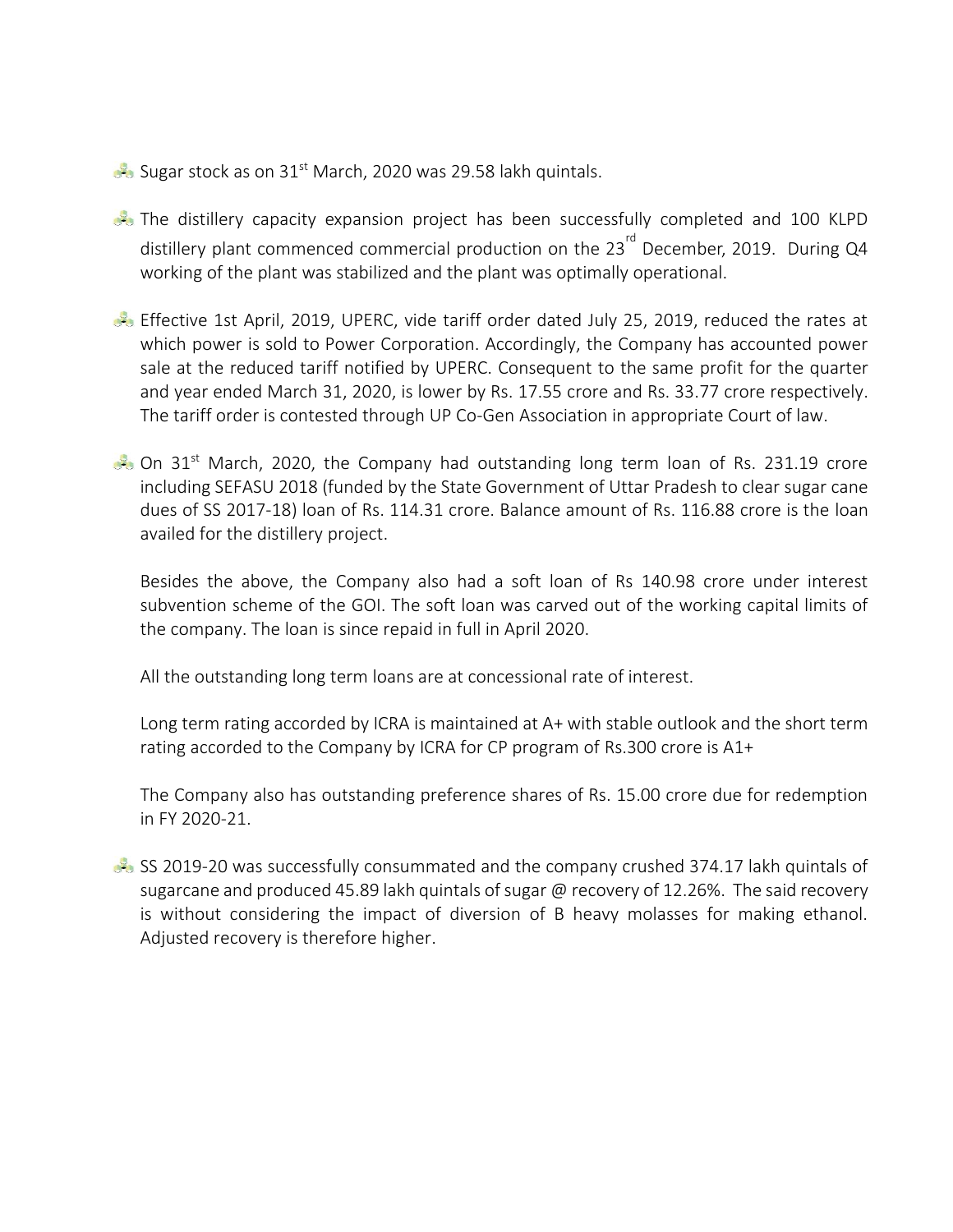- Sugar stock as on 31st March, 2020 was 29.58 lakh quintals.

- The distillery capacity expansion project has been successfully completed and 100 KLPD distillery plant commenced commercial production on the 23rd December, 2019. During Q4 working of the plant was stabilized and the plant was optimally operational.

- Effective 1st April, 2019, UPERC, vide tariff order dated July 25, 2019, reduced the rates at which power is sold to Power Corporation. Accordingly, the Company has accounted power sale at the reduced tariff notified by UPERC. Consequent to the same profit for the quarter and year ended March 31, 2020, is lower by Rs. 17.55 crore and Rs. 33.77 crore respectively. The tariff order is contested through UP Co-Gen Association in appropriate Court of law.

- On 31st March, 2020, the Company had outstanding long term loan of Rs. 231.19 crore including SEFASU 2018 (funded by the State Government of Uttar Pradesh to clear sugar cane dues of SS 2017-18) loan of Rs. 114.31 crore. Balance amount of Rs. 116.88 crore is the loan availed for the distillery project.

  Besides the above, the Company also had a soft loan of Rs 140.98 crore under interest subvention scheme of the GOI. The soft loan was carved out of the working capital limits of the company. The loan is since repaid in full in April 2020.

  All the outstanding long term loans are at concessional rate of interest.

  Long term rating accorded by ICRA is maintained at A+ with stable outlook and the short term rating accorded to the Company by ICRA for CP program of Rs.300 crore is A1+

  The Company also has outstanding preference shares of Rs. 15.00 crore due for redemption in FY 2020-21.

- SS 2019-20 was successfully consummated and the company crushed 374.17 lakh quintals of sugarcane and produced 45.89 lakh quintals of sugar @ recovery of 12.26%. The said recovery is without considering the impact of diversion of B heavy molasses for making ethanol. Adjusted recovery is therefore higher.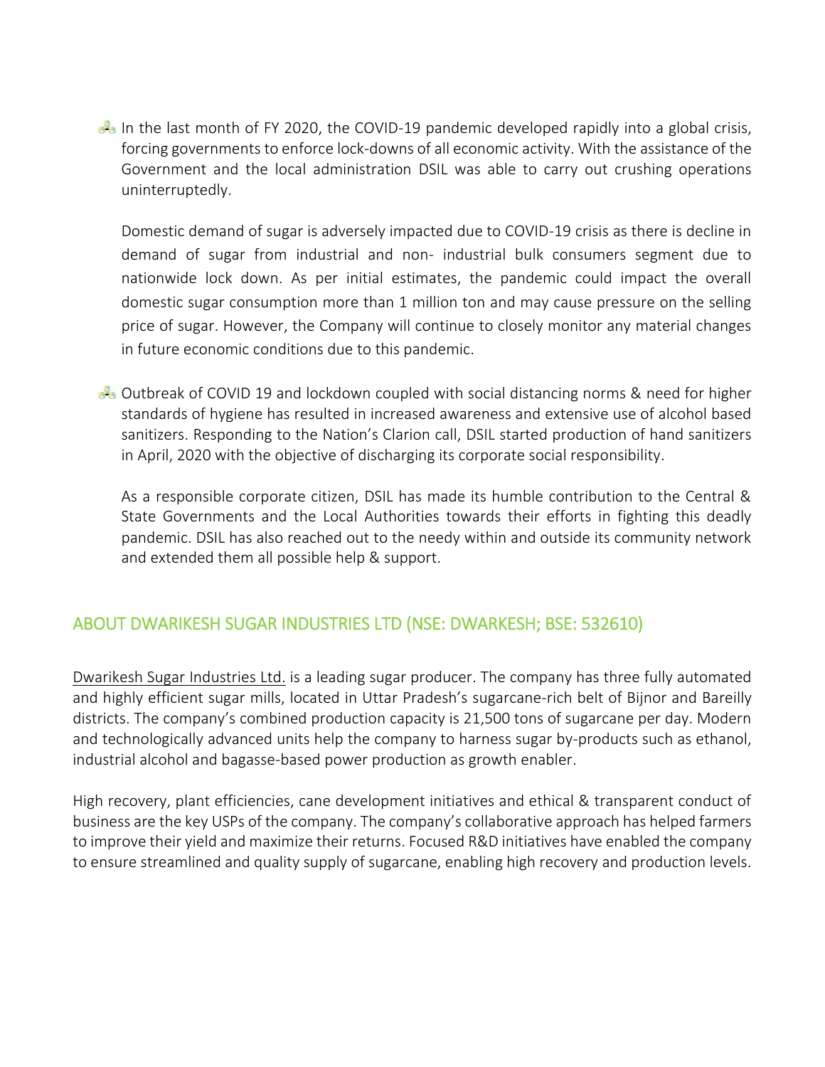- In the last month of FY 2020, the COVID-19 pandemic developed rapidly into a global crisis, forcing governments to enforce lock-downs of all economic activity. With the assistance of the Government and the local administration DSIL was able to carry out crushing operations uninterruptedly.

  Domestic demand of sugar is adversely impacted due to COVID-19 crisis as there is decline in demand of sugar from industrial and non- industrial bulk consumers segment due to nationwide lock down. As per initial estimates, the pandemic could impact the overall domestic sugar consumption more than 1 million ton and may cause pressure on the selling price of sugar. However, the Company will continue to closely monitor any material changes in future economic conditions due to this pandemic.

- Outbreak of COVID 19 and lockdown coupled with social distancing norms & need for higher standards of hygiene has resulted in increased awareness and extensive use of alcohol based sanitizers. Responding to the Nation's Clarion call, DSIL started production of hand sanitizers in April, 2020 with the objective of discharging its corporate social responsibility.

  As a responsible corporate citizen, DSIL has made its humble contribution to the Central & State Governments and the Local Authorities towards their efforts in fighting this deadly pandemic. DSIL has also reached out to the needy within and outside its community network and extended them all possible help & support.

## ABOUT DWARIKESH SUGAR INDUSTRIES LTD (NSE: DWARKESH; BSE: 532610)

Dwarikesh Sugar Industries Ltd. is a leading sugar producer. The company has three fully automated and highly efficient sugar mills, located in Uttar Pradesh's sugarcane-rich belt of Bijnor and Bareilly districts. The company's combined production capacity is 21,500 tons of sugarcane per day. Modern and technologically advanced units help the company to harness sugar by-products such as ethanol, industrial alcohol and bagasse-based power production as growth enabler.

High recovery, plant efficiencies, cane development initiatives and ethical & transparent conduct of business are the key USPs of the company. The company's collaborative approach has helped farmers to improve their yield and maximize their returns. Focused R&D initiatives have enabled the company to ensure streamlined and quality supply of sugarcane, enabling high recovery and production levels.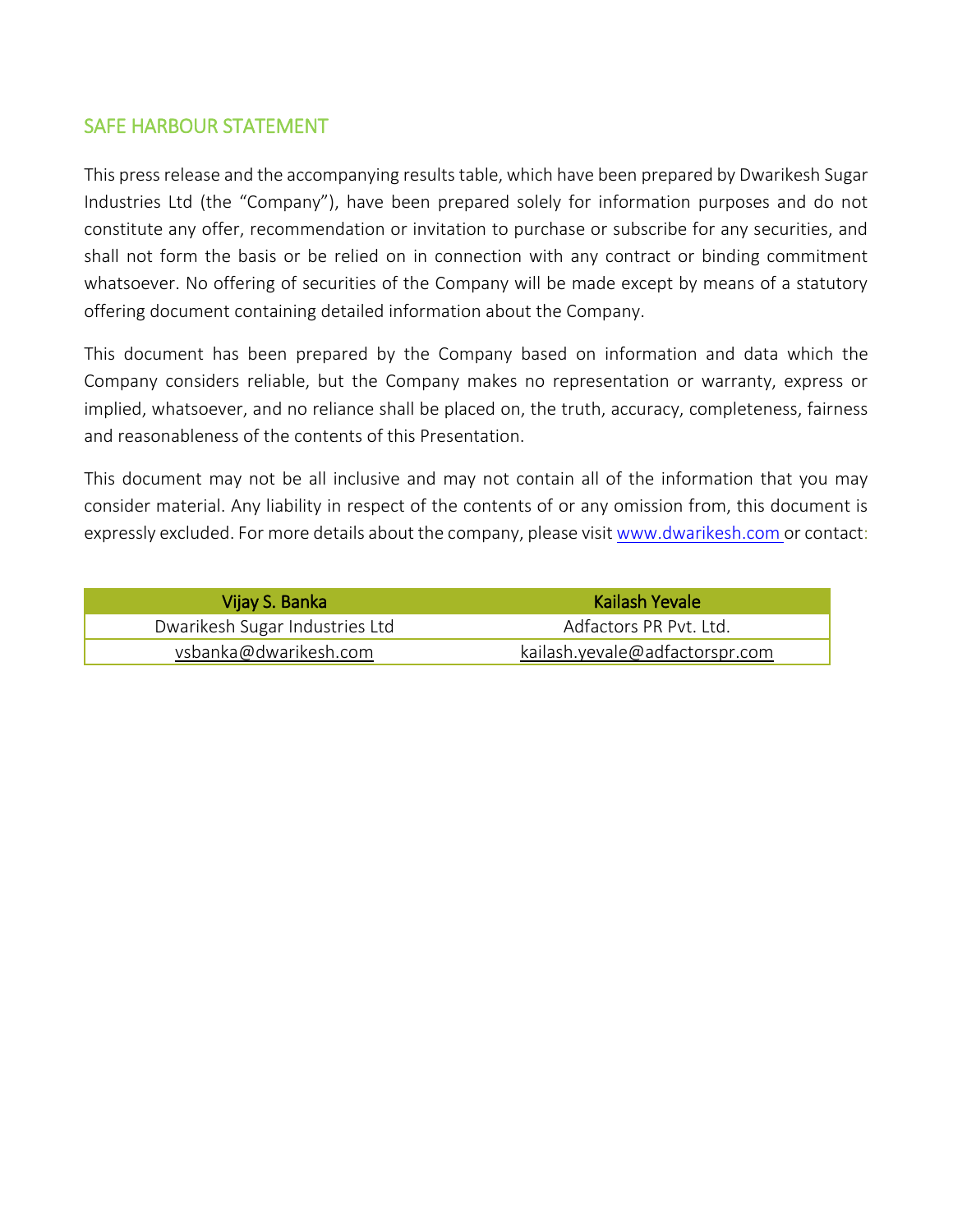## SAFE HARBOUR STATEMENT

This press release and the accompanying results table, which have been prepared by Dwarikesh Sugar Industries Ltd (the "Company"), have been prepared solely for information purposes and do not constitute any offer, recommendation or invitation to purchase or subscribe for any securities, and shall not form the basis or be relied on in connection with any contract or binding commitment whatsoever. No offering of securities of the Company will be made except by means of a statutory offering document containing detailed information about the Company.

This document has been prepared by the Company based on information and data which the Company considers reliable, but the Company makes no representation or warranty, express or implied, whatsoever, and no reliance shall be placed on, the truth, accuracy, completeness, fairness and reasonableness of the contents of this Presentation.

This document may not be all inclusive and may not contain all of the information that you may consider material. Any liability in respect of the contents of or any omission from, this document is expressly excluded. For more details about the company, please visit www.dwarikesh.com or contact:

| Vijay S. Banka | Kailash Yevale |
|---|---|
| Dwarikesh Sugar Industries Ltd | Adfactors PR Pvt. Ltd. |
| vsbanka@dwarikesh.com | kailash.yevale@adfactorspr.com |